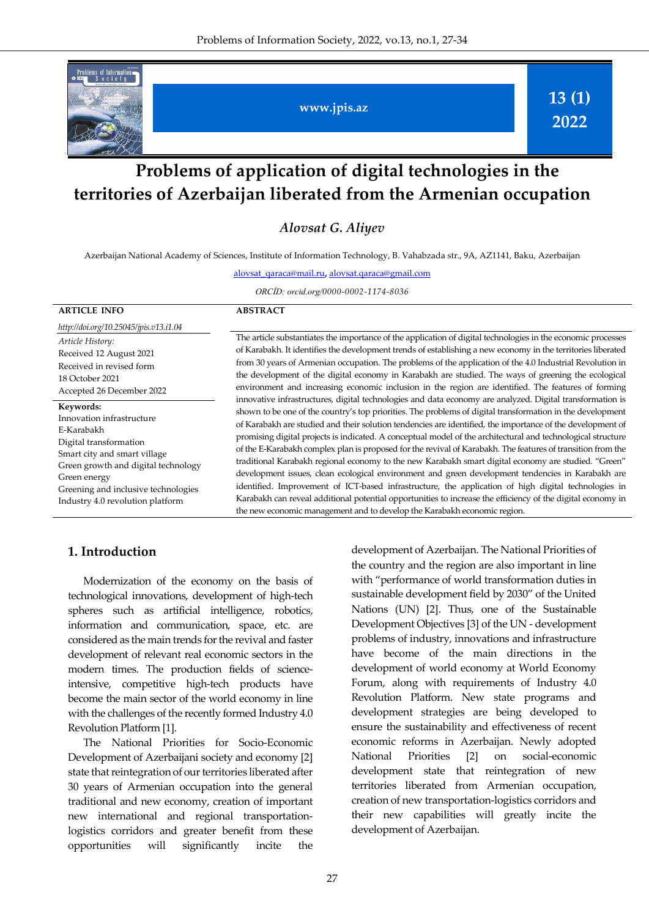# Problems of application of digital technologies in the territories of Azerbaijan liberated from the Armenian occupation

*Alovsat G. Aliyev*

Azerbaijan National Academy of Sciences, Institute of Information Technology, B. Vahabzada str., 9A, AZ1141, Baku, Azerbaijan

alovsat_qaraca@mail.ru, alovsat.qaraca@gmail.com

*ORCİD: orcid.org/0000-0002-1174-8036*

**ARTICLE INFO**

*http://doi.org/10.25045/jpis.v13.i1.04*

*Article History:*
Received 12 August 2021
Received in revised form
18 October 2021
Accepted 26 December 2022

**Keywords:**
Innovation infrastructure
E-Karabakh
Digital transformation
Smart city and smart village
Green growth and digital technology
Green energy
Greening and inclusive technologies
Industry 4.0 revolution platform

**ABSTRACT**

The article substantiates the importance of the application of digital technologies in the economic processes of Karabakh. It identifies the development trends of establishing a new economy in the territories liberated from 30 years of Armenian occupation. The problems of the application of the 4.0 Industrial Revolution in the development of the digital economy in Karabakh are studied. The ways of greening the ecological environment and increasing economic inclusion in the region are identified. The features of forming innovative infrastructures, digital technologies and data economy are analyzed. Digital transformation is shown to be one of the country's top priorities. The problems of digital transformation in the development of Karabakh are studied and their solution tendencies are identified, the importance of the development of promising digital projects is indicated. A conceptual model of the architectural and technological structure of the E-Karabakh complex plan is proposed for the revival of Karabakh. The features of transition from the traditional Karabakh regional economy to the new Karabakh smart digital economy are studied. "Green" development issues, clean ecological environment and green development tendencies in Karabakh are identified. Improvement of ICT-based infrastructure, the application of high digital technologies in Karabakh can reveal additional potential opportunities to increase the efficiency of the digital economy in the new economic management and to develop the Karabakh economic region.

## 1. Introduction

Modernization of the economy on the basis of technological innovations, development of high-tech spheres such as artificial intelligence, robotics, information and communication, space, etc. are considered as the main trends for the revival and faster development of relevant real economic sectors in the modern times. The production fields of science-intensive, competitive high-tech products have become the main sector of the world economy in line with the challenges of the recently formed Industry 4.0 Revolution Platform [1].

The National Priorities for Socio-Economic Development of Azerbaijani society and economy [2] state that reintegration of our territories liberated after 30 years of Armenian occupation into the general traditional and new economy, creation of important new international and regional transportation-logistics corridors and greater benefit from these opportunities will significantly incite the development of Azerbaijan. The National Priorities of the country and the region are also important in line with "performance of world transformation duties in sustainable development field by 2030" of the United Nations (UN) [2]. Thus, one of the Sustainable Development Objectives [3] of the UN - development problems of industry, innovations and infrastructure have become of the main directions in the development of world economy at World Economy Forum, along with requirements of Industry 4.0 Revolution Platform. New state programs and development strategies are being developed to ensure the sustainability and effectiveness of recent economic reforms in Azerbaijan. Newly adopted National Priorities [2] on social-economic development state that reintegration of new territories liberated from Armenian occupation, creation of new transportation-logistics corridors and their new capabilities will greatly incite the development of Azerbaijan.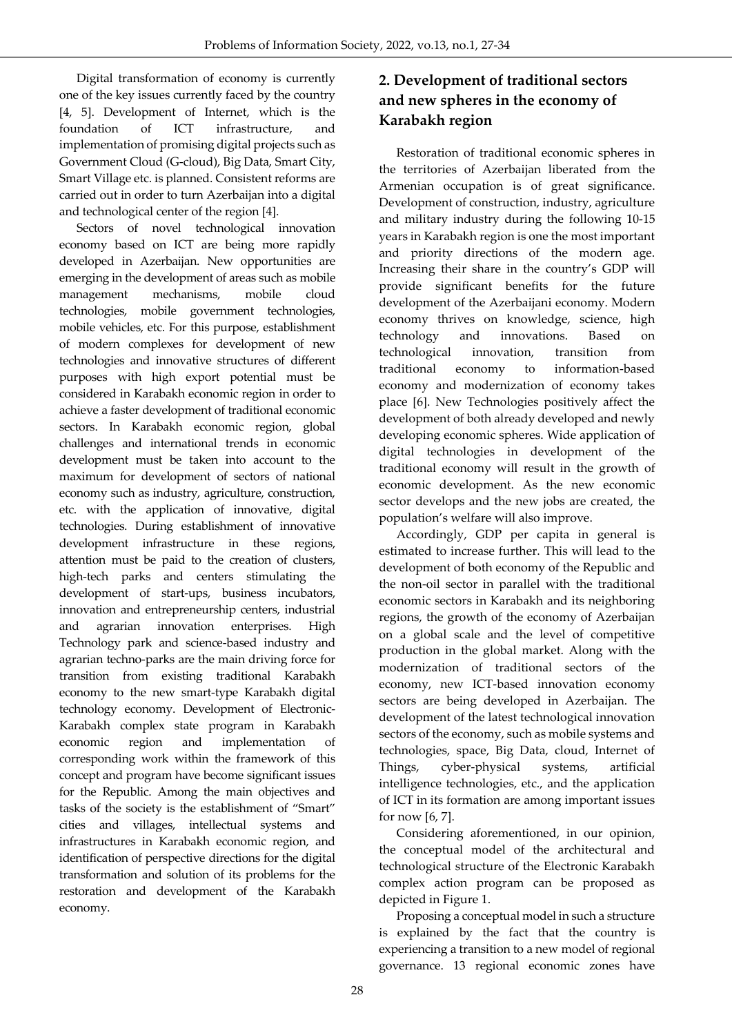Digital transformation of economy is currently one of the key issues currently faced by the country [4, 5]. Development of Internet, which is the foundation of ICT infrastructure, and implementation of promising digital projects such as Government Cloud (G-cloud), Big Data, Smart City, Smart Village etc. is planned. Consistent reforms are carried out in order to turn Azerbaijan into a digital and technological center of the region [4].

Sectors of novel technological innovation economy based on ICT are being more rapidly developed in Azerbaijan. New opportunities are emerging in the development of areas such as mobile management mechanisms, mobile cloud technologies, mobile government technologies, mobile vehicles, etc. For this purpose, establishment of modern complexes for development of new technologies and innovative structures of different purposes with high export potential must be considered in Karabakh economic region in order to achieve a faster development of traditional economic sectors. In Karabakh economic region, global challenges and international trends in economic development must be taken into account to the maximum for development of sectors of national economy such as industry, agriculture, construction, etc. with the application of innovative, digital technologies. During establishment of innovative development infrastructure in these regions, attention must be paid to the creation of clusters, high-tech parks and centers stimulating the development of start-ups, business incubators, innovation and entrepreneurship centers, industrial and agrarian innovation enterprises. High Technology park and science-based industry and agrarian techno-parks are the main driving force for transition from existing traditional Karabakh economy to the new smart-type Karabakh digital technology economy. Development of Electronic-Karabakh complex state program in Karabakh economic region and implementation of corresponding work within the framework of this concept and program have become significant issues for the Republic. Among the main objectives and tasks of the society is the establishment of "Smart" cities and villages, intellectual systems and infrastructures in Karabakh economic region, and identification of perspective directions for the digital transformation and solution of its problems for the restoration and development of the Karabakh economy.

## 2. Development of traditional sectors and new spheres in the economy of Karabakh region

Restoration of traditional economic spheres in the territories of Azerbaijan liberated from the Armenian occupation is of great significance. Development of construction, industry, agriculture and military industry during the following 10-15 years in Karabakh region is one the most important and priority directions of the modern age. Increasing their share in the country's GDP will provide significant benefits for the future development of the Azerbaijani economy. Modern economy thrives on knowledge, science, high technology and innovations. Based on technological innovation, transition from traditional economy to information-based economy and modernization of economy takes place [6]. New Technologies positively affect the development of both already developed and newly developing economic spheres. Wide application of digital technologies in development of the traditional economy will result in the growth of economic development. As the new economic sector develops and the new jobs are created, the population's welfare will also improve.

Accordingly, GDP per capita in general is estimated to increase further. This will lead to the development of both economy of the Republic and the non-oil sector in parallel with the traditional economic sectors in Karabakh and its neighboring regions, the growth of the economy of Azerbaijan on a global scale and the level of competitive production in the global market. Along with the modernization of traditional sectors of the economy, new ICT-based innovation economy sectors are being developed in Azerbaijan. The development of the latest technological innovation sectors of the economy, such as mobile systems and technologies, space, Big Data, cloud, Internet of Things, cyber-physical systems, artificial intelligence technologies, etc., and the application of ICT in its formation are among important issues for now [6, 7].

Considering aforementioned, in our opinion, the conceptual model of the architectural and technological structure of the Electronic Karabakh complex action program can be proposed as depicted in Figure 1.

Proposing a conceptual model in such a structure is explained by the fact that the country is experiencing a transition to a new model of regional governance. 13 regional economic zones have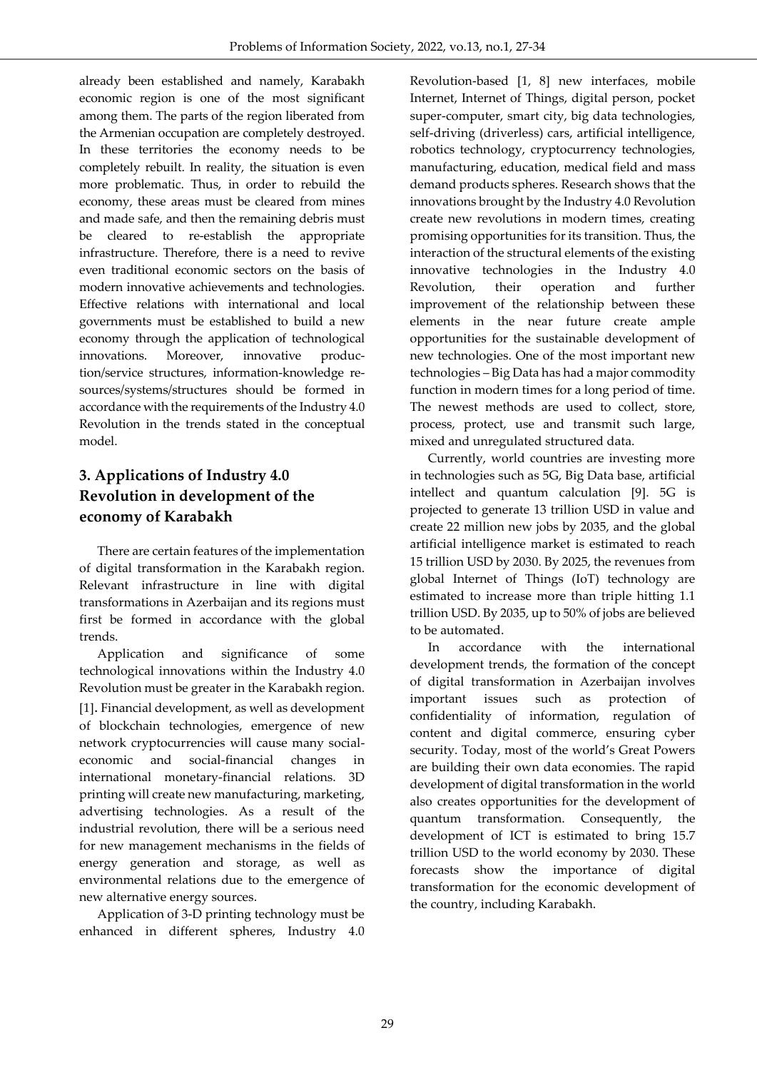already been established and namely, Karabakh economic region is one of the most significant among them. The parts of the region liberated from the Armenian occupation are completely destroyed. In these territories the economy needs to be completely rebuilt. In reality, the situation is even more problematic. Thus, in order to rebuild the economy, these areas must be cleared from mines and made safe, and then the remaining debris must be cleared to re-establish the appropriate infrastructure. Therefore, there is a need to revive even traditional economic sectors on the basis of modern innovative achievements and technologies. Effective relations with international and local governments must be established to build a new economy through the application of technological innovations. Moreover, innovative production/service structures, information-knowledge resources/systems/structures should be formed in accordance with the requirements of the Industry 4.0 Revolution in the trends stated in the conceptual model.

## 3. Applications of Industry 4.0 Revolution in development of the economy of Karabakh

There are certain features of the implementation of digital transformation in the Karabakh region. Relevant infrastructure in line with digital transformations in Azerbaijan and its regions must first be formed in accordance with the global trends.

Application and significance of some technological innovations within the Industry 4.0 Revolution must be greater in the Karabakh region. [1]. Financial development, as well as development of blockchain technologies, emergence of new network cryptocurrencies will cause many social-economic and social-financial changes in international monetary-financial relations. 3D printing will create new manufacturing, marketing, advertising technologies. As a result of the industrial revolution, there will be a serious need for new management mechanisms in the fields of energy generation and storage, as well as environmental relations due to the emergence of new alternative energy sources.

Application of 3-D printing technology must be enhanced in different spheres, Industry 4.0 Revolution-based [1, 8] new interfaces, mobile Internet, Internet of Things, digital person, pocket super-computer, smart city, big data technologies, self-driving (driverless) cars, artificial intelligence, robotics technology, cryptocurrency technologies, manufacturing, education, medical field and mass demand products spheres. Research shows that the innovations brought by the Industry 4.0 Revolution create new revolutions in modern times, creating promising opportunities for its transition. Thus, the interaction of the structural elements of the existing innovative technologies in the Industry 4.0 Revolution, their operation and further improvement of the relationship between these elements in the near future create ample opportunities for the sustainable development of new technologies. One of the most important new technologies – Big Data has had a major commodity function in modern times for a long period of time. The newest methods are used to collect, store, process, protect, use and transmit such large, mixed and unregulated structured data.

Currently, world countries are investing more in technologies such as 5G, Big Data base, artificial intellect and quantum calculation [9]. 5G is projected to generate 13 trillion USD in value and create 22 million new jobs by 2035, and the global artificial intelligence market is estimated to reach 15 trillion USD by 2030. By 2025, the revenues from global Internet of Things (IoT) technology are estimated to increase more than triple hitting 1.1 trillion USD. By 2035, up to 50% of jobs are believed to be automated.

In accordance with the international development trends, the formation of the concept of digital transformation in Azerbaijan involves important issues such as protection of confidentiality of information, regulation of content and digital commerce, ensuring cyber security. Today, most of the world's Great Powers are building their own data economies. The rapid development of digital transformation in the world also creates opportunities for the development of quantum transformation. Consequently, the development of ICT is estimated to bring 15.7 trillion USD to the world economy by 2030. These forecasts show the importance of digital transformation for the economic development of the country, including Karabakh.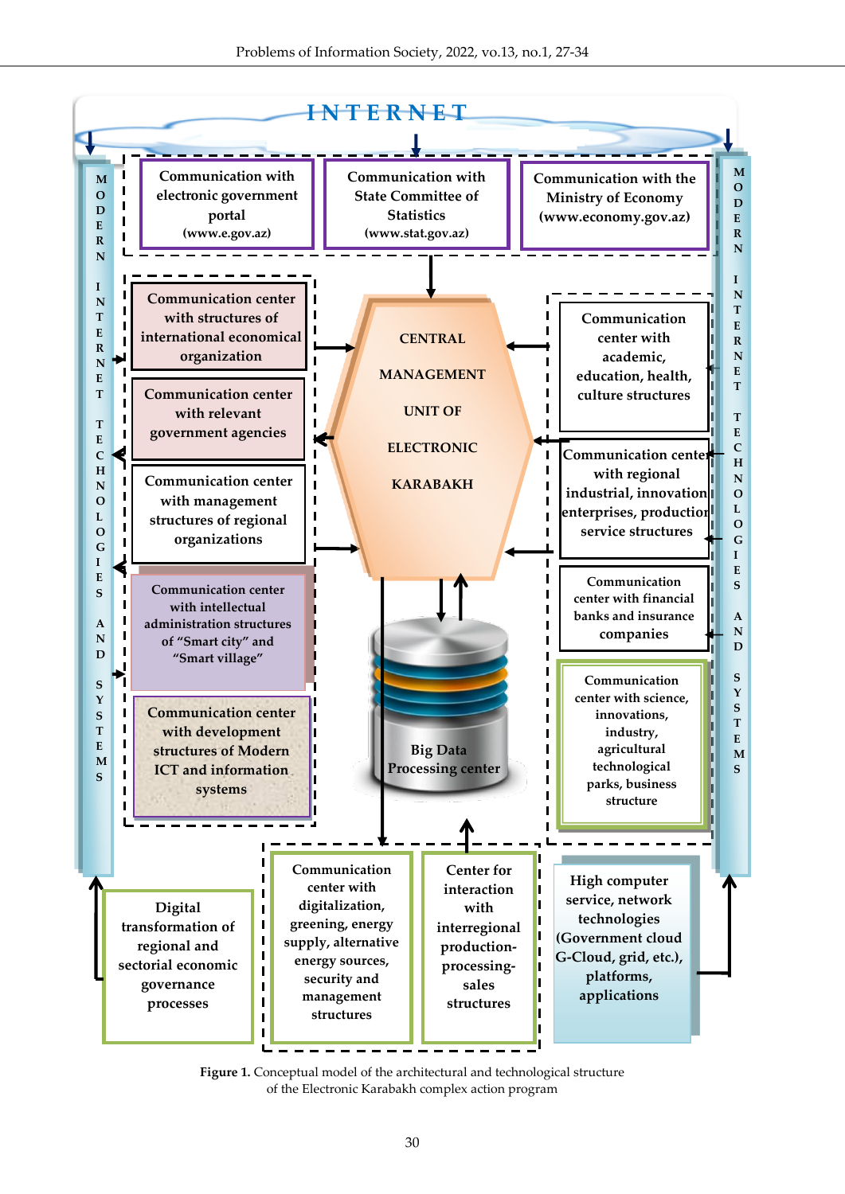**INTERNET**

**MODERN INTERNET TECHNOLOGIES AND SYSTEMS**

- Communication with electronic government portal (www.e.gov.az)
- Communication with State Committee of Statistics (www.stat.gov.az)
- Communication with the Ministry of Economy (www.economy.gov.az)

**CENTRAL MANAGEMENT UNIT OF ELECTRONIC KARABAKH**

- Communication center with structures of international economical organization
- Communication center with relevant government agencies
- Communication center with management structures of regional organizations
- Communication center with intellectual administration structures of "Smart city" and "Smart village"
- Communication center with development structures of Modern ICT and information systems

- Communication center with academic, education, health, culture structures
- Communication center with regional industrial, innovation enterprises, production service structures
- Communication center with financial banks and insurance companies
- Communication center with science, innovations, industry, agricultural technological parks, business structure

**Big Data Processing center**

- Digital transformation of regional and sectorial economic governance processes
- Communication center with digitalization, greening, energy supply, alternative energy sources, security and management structures
- Center for interaction with interregional production-processing-sales structures
- High computer service, network technologies (Government cloud G-Cloud, grid, etc.), platforms, applications

**Figure 1.** Conceptual model of the architectural and technological structure of the Electronic Karabakh complex action program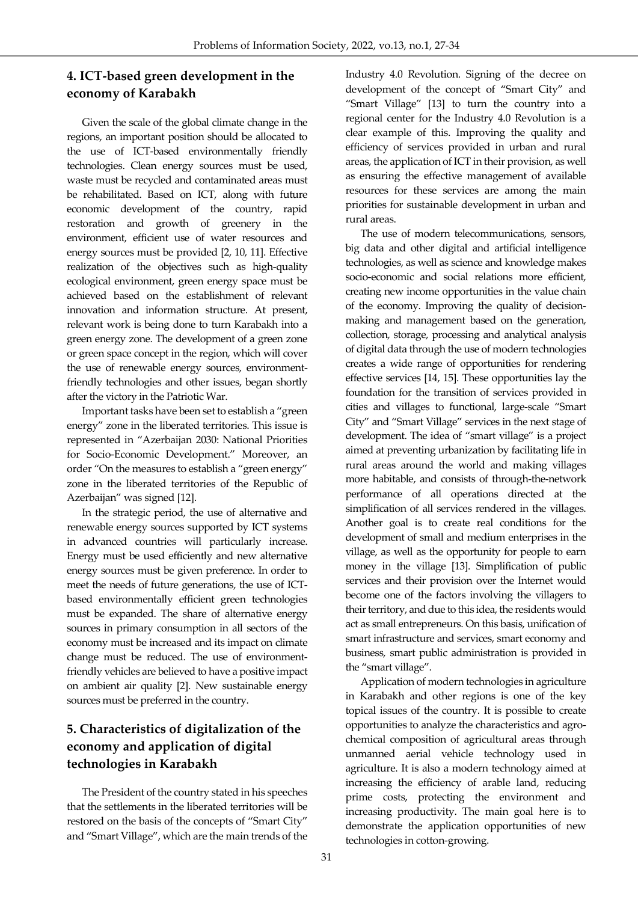## 4. ICT-based green development in the economy of Karabakh

Given the scale of the global climate change in the regions, an important position should be allocated to the use of ICT-based environmentally friendly technologies. Clean energy sources must be used, waste must be recycled and contaminated areas must be rehabilitated. Based on ICT, along with future economic development of the country, rapid restoration and growth of greenery in the environment, efficient use of water resources and energy sources must be provided [2, 10, 11]. Effective realization of the objectives such as high-quality ecological environment, green energy space must be achieved based on the establishment of relevant innovation and information structure. At present, relevant work is being done to turn Karabakh into a green energy zone. The development of a green zone or green space concept in the region, which will cover the use of renewable energy sources, environment-friendly technologies and other issues, began shortly after the victory in the Patriotic War.

Important tasks have been set to establish a "green energy" zone in the liberated territories. This issue is represented in "Azerbaijan 2030: National Priorities for Socio-Economic Development." Moreover, an order "On the measures to establish a "green energy" zone in the liberated territories of the Republic of Azerbaijan" was signed [12].

In the strategic period, the use of alternative and renewable energy sources supported by ICT systems in advanced countries will particularly increase. Energy must be used efficiently and new alternative energy sources must be given preference. In order to meet the needs of future generations, the use of ICT-based environmentally efficient green technologies must be expanded. The share of alternative energy sources in primary consumption in all sectors of the economy must be increased and its impact on climate change must be reduced. The use of environment-friendly vehicles are believed to have a positive impact on ambient air quality [2]. New sustainable energy sources must be preferred in the country.

## 5. Characteristics of digitalization of the economy and application of digital technologies in Karabakh

The President of the country stated in his speeches that the settlements in the liberated territories will be restored on the basis of the concepts of "Smart City" and "Smart Village", which are the main trends of the Industry 4.0 Revolution. Signing of the decree on development of the concept of "Smart City" and "Smart Village" [13] to turn the country into a regional center for the Industry 4.0 Revolution is a clear example of this. Improving the quality and efficiency of services provided in urban and rural areas, the application of ICT in their provision, as well as ensuring the effective management of available resources for these services are among the main priorities for sustainable development in urban and rural areas.

The use of modern telecommunications, sensors, big data and other digital and artificial intelligence technologies, as well as science and knowledge makes socio-economic and social relations more efficient, creating new income opportunities in the value chain of the economy. Improving the quality of decision-making and management based on the generation, collection, storage, processing and analytical analysis of digital data through the use of modern technologies creates a wide range of opportunities for rendering effective services [14, 15]. These opportunities lay the foundation for the transition of services provided in cities and villages to functional, large-scale "Smart City" and "Smart Village" services in the next stage of development. The idea of "smart village" is a project aimed at preventing urbanization by facilitating life in rural areas around the world and making villages more habitable, and consists of through-the-network performance of all operations directed at the simplification of all services rendered in the villages. Another goal is to create real conditions for the development of small and medium enterprises in the village, as well as the opportunity for people to earn money in the village [13]. Simplification of public services and their provision over the Internet would become one of the factors involving the villagers to their territory, and due to this idea, the residents would act as small entrepreneurs. On this basis, unification of smart infrastructure and services, smart economy and business, smart public administration is provided in the "smart village".

Application of modern technologies in agriculture in Karabakh and other regions is one of the key topical issues of the country. It is possible to create opportunities to analyze the characteristics and agro-chemical composition of agricultural areas through unmanned aerial vehicle technology used in agriculture. It is also a modern technology aimed at increasing the efficiency of arable land, reducing prime costs, protecting the environment and increasing productivity. The main goal here is to demonstrate the application opportunities of new technologies in cotton-growing.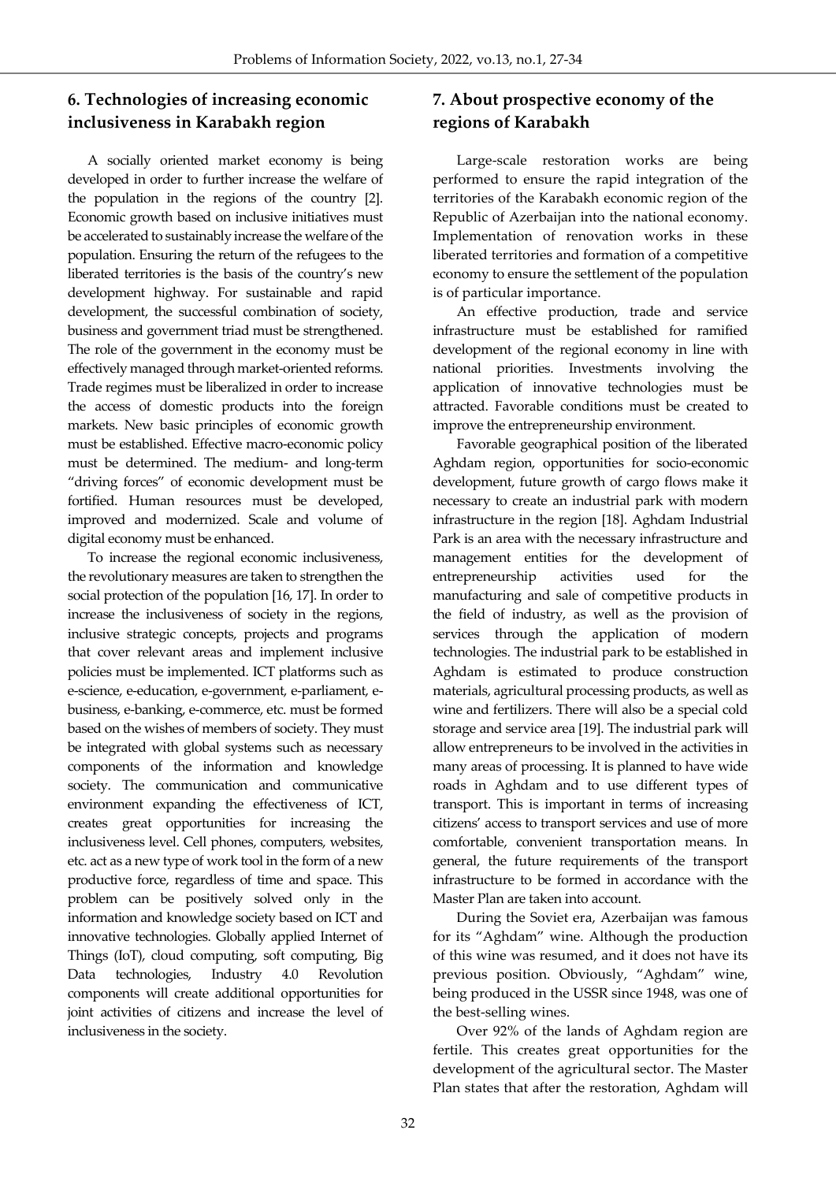## 6. Technologies of increasing economic inclusiveness in Karabakh region

A socially oriented market economy is being developed in order to further increase the welfare of the population in the regions of the country [2]. Economic growth based on inclusive initiatives must be accelerated to sustainably increase the welfare of the population. Ensuring the return of the refugees to the liberated territories is the basis of the country's new development highway. For sustainable and rapid development, the successful combination of society, business and government triad must be strengthened. The role of the government in the economy must be effectively managed through market-oriented reforms. Trade regimes must be liberalized in order to increase the access of domestic products into the foreign markets. New basic principles of economic growth must be established. Effective macro-economic policy must be determined. The medium- and long-term "driving forces" of economic development must be fortified. Human resources must be developed, improved and modernized. Scale and volume of digital economy must be enhanced.

To increase the regional economic inclusiveness, the revolutionary measures are taken to strengthen the social protection of the population [16, 17]. In order to increase the inclusiveness of society in the regions, inclusive strategic concepts, projects and programs that cover relevant areas and implement inclusive policies must be implemented. ICT platforms such as e-science, e-education, e-government, e-parliament, e-business, e-banking, e-commerce, etc. must be formed based on the wishes of members of society. They must be integrated with global systems such as necessary components of the information and knowledge society. The communication and communicative environment expanding the effectiveness of ICT, creates great opportunities for increasing the inclusiveness level. Cell phones, computers, websites, etc. act as a new type of work tool in the form of a new productive force, regardless of time and space. This problem can be positively solved only in the information and knowledge society based on ICT and innovative technologies. Globally applied Internet of Things (IoT), cloud computing, soft computing, Big Data technologies, Industry 4.0 Revolution components will create additional opportunities for joint activities of citizens and increase the level of inclusiveness in the society.

## 7. About prospective economy of the regions of Karabakh

Large-scale restoration works are being performed to ensure the rapid integration of the territories of the Karabakh economic region of the Republic of Azerbaijan into the national economy. Implementation of renovation works in these liberated territories and formation of a competitive economy to ensure the settlement of the population is of particular importance.

An effective production, trade and service infrastructure must be established for ramified development of the regional economy in line with national priorities. Investments involving the application of innovative technologies must be attracted. Favorable conditions must be created to improve the entrepreneurship environment.

Favorable geographical position of the liberated Aghdam region, opportunities for socio-economic development, future growth of cargo flows make it necessary to create an industrial park with modern infrastructure in the region [18]. Aghdam Industrial Park is an area with the necessary infrastructure and management entities for the development of entrepreneurship activities used for the manufacturing and sale of competitive products in the field of industry, as well as the provision of services through the application of modern technologies. The industrial park to be established in Aghdam is estimated to produce construction materials, agricultural processing products, as well as wine and fertilizers. There will also be a special cold storage and service area [19]. The industrial park will allow entrepreneurs to be involved in the activities in many areas of processing. It is planned to have wide roads in Aghdam and to use different types of transport. This is important in terms of increasing citizens' access to transport services and use of more comfortable, convenient transportation means. In general, the future requirements of the transport infrastructure to be formed in accordance with the Master Plan are taken into account.

During the Soviet era, Azerbaijan was famous for its "Aghdam" wine. Although the production of this wine was resumed, and it does not have its previous position. Obviously, "Aghdam" wine, being produced in the USSR since 1948, was one of the best-selling wines.

Over 92% of the lands of Aghdam region are fertile. This creates great opportunities for the development of the agricultural sector. The Master Plan states that after the restoration, Aghdam will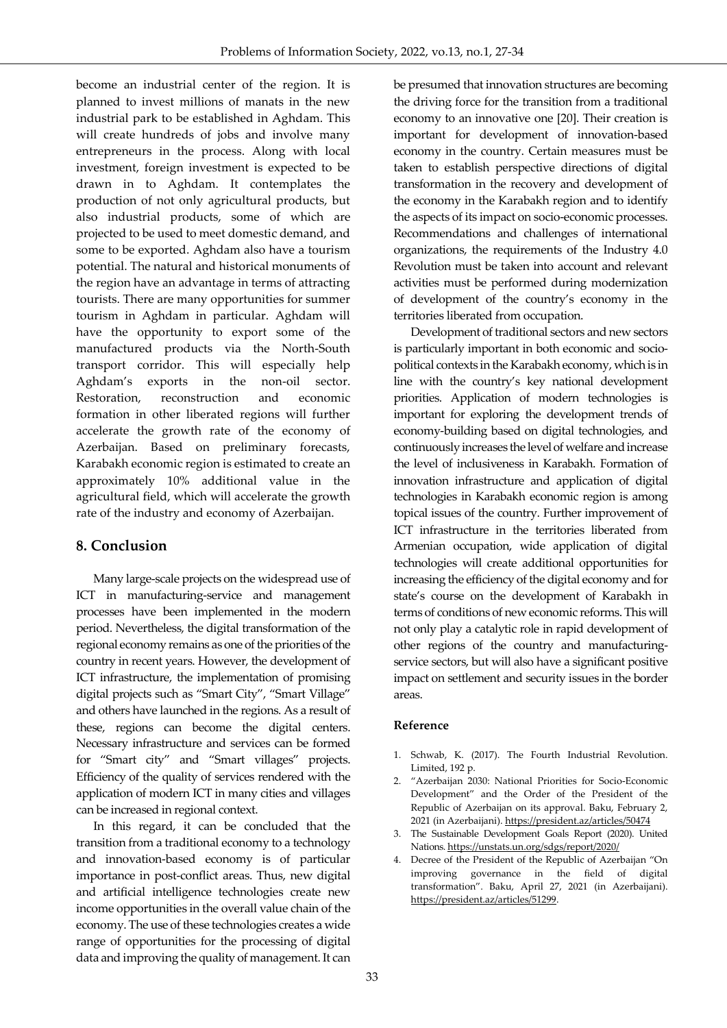become an industrial center of the region. It is planned to invest millions of manats in the new industrial park to be established in Aghdam. This will create hundreds of jobs and involve many entrepreneurs in the process. Along with local investment, foreign investment is expected to be drawn in to Aghdam. It contemplates the production of not only agricultural products, but also industrial products, some of which are projected to be used to meet domestic demand, and some to be exported. Aghdam also have a tourism potential. The natural and historical monuments of the region have an advantage in terms of attracting tourists. There are many opportunities for summer tourism in Aghdam in particular. Aghdam will have the opportunity to export some of the manufactured products via the North-South transport corridor. This will especially help Aghdam's exports in the non-oil sector. Restoration, reconstruction and economic formation in other liberated regions will further accelerate the growth rate of the economy of Azerbaijan. Based on preliminary forecasts, Karabakh economic region is estimated to create an approximately 10% additional value in the agricultural field, which will accelerate the growth rate of the industry and economy of Azerbaijan.

## 8. Conclusion

Many large-scale projects on the widespread use of ICT in manufacturing-service and management processes have been implemented in the modern period. Nevertheless, the digital transformation of the regional economy remains as one of the priorities of the country in recent years. However, the development of ICT infrastructure, the implementation of promising digital projects such as "Smart City", "Smart Village" and others have launched in the regions. As a result of these, regions can become the digital centers. Necessary infrastructure and services can be formed for "Smart city" and "Smart villages" projects. Efficiency of the quality of services rendered with the application of modern ICT in many cities and villages can be increased in regional context.

In this regard, it can be concluded that the transition from a traditional economy to a technology and innovation-based economy is of particular importance in post-conflict areas. Thus, new digital and artificial intelligence technologies create new income opportunities in the overall value chain of the economy. The use of these technologies creates a wide range of opportunities for the processing of digital data and improving the quality of management. It can be presumed that innovation structures are becoming the driving force for the transition from a traditional economy to an innovative one [20]. Their creation is important for development of innovation-based economy in the country. Certain measures must be taken to establish perspective directions of digital transformation in the recovery and development of the economy in the Karabakh region and to identify the aspects of its impact on socio-economic processes. Recommendations and challenges of international organizations, the requirements of the Industry 4.0 Revolution must be taken into account and relevant activities must be performed during modernization of development of the country's economy in the territories liberated from occupation.

Development of traditional sectors and new sectors is particularly important in both economic and socio-political contexts in the Karabakh economy, which is in line with the country's key national development priorities. Application of modern technologies is important for exploring the development trends of economy-building based on digital technologies, and continuously increases the level of welfare and increase the level of inclusiveness in Karabakh. Formation of innovation infrastructure and application of digital technologies in Karabakh economic region is among topical issues of the country. Further improvement of ICT infrastructure in the territories liberated from Armenian occupation, wide application of digital technologies will create additional opportunities for increasing the efficiency of the digital economy and for state's course on the development of Karabakh in terms of conditions of new economic reforms. This will not only play a catalytic role in rapid development of other regions of the country and manufacturing-service sectors, but will also have a significant positive impact on settlement and security issues in the border areas.

### Reference

1. Schwab, K. (2017). The Fourth Industrial Revolution. Limited, 192 p.
2. "Azerbaijan 2030: National Priorities for Socio-Economic Development" and the Order of the President of the Republic of Azerbaijan on its approval. Baku, February 2, 2021 (in Azerbaijani). https://president.az/articles/50474
3. The Sustainable Development Goals Report (2020). United Nations. https://unstats.un.org/sdgs/report/2020/
4. Decree of the President of the Republic of Azerbaijan "On improving governance in the field of digital transformation". Baku, April 27, 2021 (in Azerbaijani). https://president.az/articles/51299.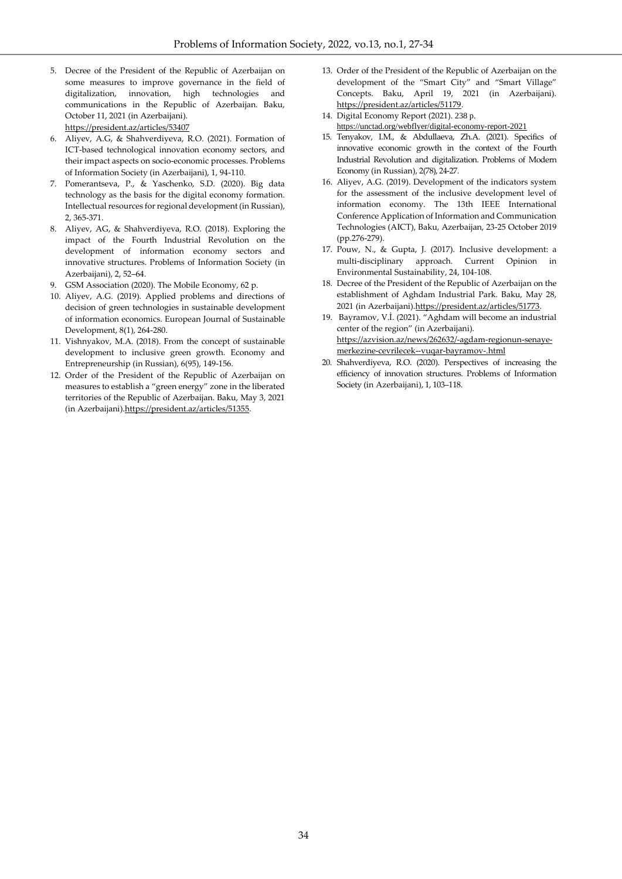5. Decree of the President of the Republic of Azerbaijan on some measures to improve governance in the field of digitalization, innovation, high technologies and communications in the Republic of Azerbaijan. Baku, October 11, 2021 (in Azerbaijani). https://president.az/articles/53407
6. Aliyev, A.G, & Shahverdiyeva, R.O. (2021). Formation of ICT-based technological innovation economy sectors, and their impact aspects on socio-economic processes. Problems of Information Society (in Azerbaijani), 1, 94-110.
7. Pomerantseva, P., & Yaschenko, S.D. (2020). Big data technology as the basis for the digital economy formation. Intellectual resources for regional development (in Russian), 2, 365-371.
8. Aliyev, AG, & Shahverdiyeva, R.O. (2018). Exploring the impact of the Fourth Industrial Revolution on the development of information economy sectors and innovative structures. Problems of Information Society (in Azerbaijani), 2, 52–64.
9. GSM Association (2020). The Mobile Economy, 62 p.
10. Aliyev, A.G. (2019). Applied problems and directions of decision of green technologies in sustainable development of information economics. European Journal of Sustainable Development, 8(1), 264-280.
11. Vishnyakov, M.A. (2018). From the concept of sustainable development to inclusive green growth. Economy and Entrepreneurship (in Russian), 6(95), 149-156.
12. Order of the President of the Republic of Azerbaijan on measures to establish a "green energy" zone in the liberated territories of the Republic of Azerbaijan. Baku, May 3, 2021 (in Azerbaijani).https://president.az/articles/51355.
13. Order of the President of the Republic of Azerbaijan on the development of the "Smart City" and "Smart Village" Concepts. Baku, April 19, 2021 (in Azerbaijani). https://president.az/articles/51179.
14. Digital Economy Report (2021). 238 p. https://unctad.org/webflyer/digital-economy-report-2021
15. Tenyakov, I.M., & Abdullaeva, Zh.A. (2021). Specifics of innovative economic growth in the context of the Fourth Industrial Revolution and digitalization. Problems of Modern Economy (in Russian), 2(78), 24-27.
16. Aliyev, A.G. (2019). Development of the indicators system for the assessment of the inclusive development level of information economy. The 13th IEEE International Conference Application of Information and Communication Technologies (AICT), Baku, Azerbaijan, 23-25 October 2019 (pp.276-279).
17. Pouw, N., & Gupta, J. (2017). Inclusive development: a multi-disciplinary approach. Current Opinion in Environmental Sustainability, 24, 104-108.
18. Decree of the President of the Republic of Azerbaijan on the establishment of Aghdam Industrial Park. Baku, May 28, 2021 (in Azerbaijani).https://president.az/articles/51773.
19. Bayramov, V.İ. (2021). "Aghdam will become an industrial center of the region" (in Azerbaijani). https://azvision.az/news/262632/-agdam-regionun-senaye-merkezine-cevrilecek--vuqar-bayramov-.html
20. Shahverdiyeva, R.O. (2020). Perspectives of increasing the efficiency of innovation structures. Problems of Information Society (in Azerbaijani), 1, 103–118.